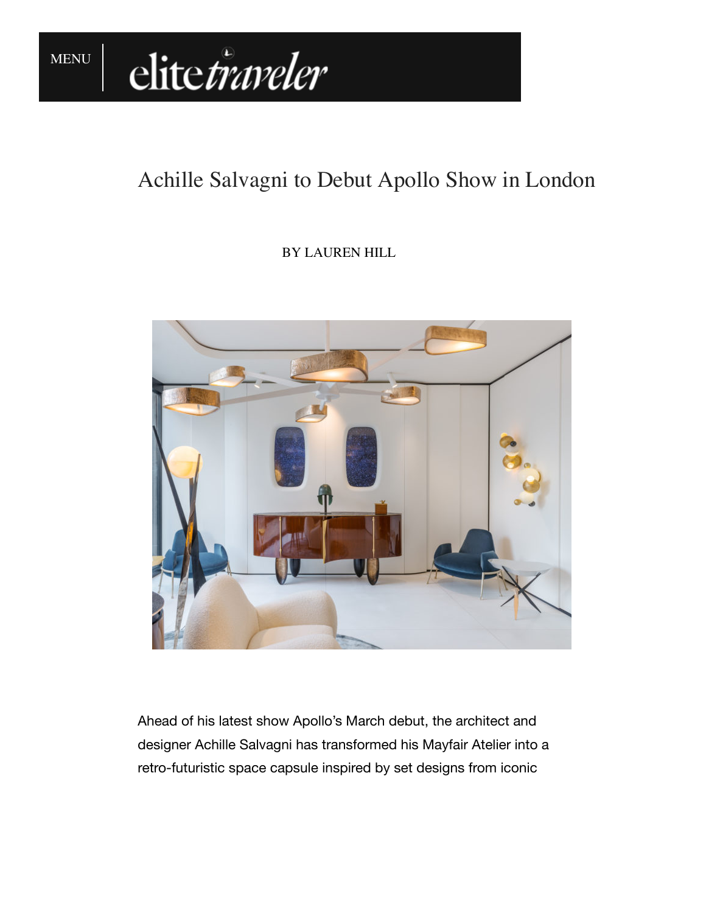MENU | elitetraveler

# Achille Salvagni to Debut Apollo Show in London

BY LAUREN HILL

Ahead of his latest show Apollo's March debut, the architect and designer Achille Salvagni has transformed his Mayfair Atelier into a retro-futuristic space capsule inspired by set designs from iconic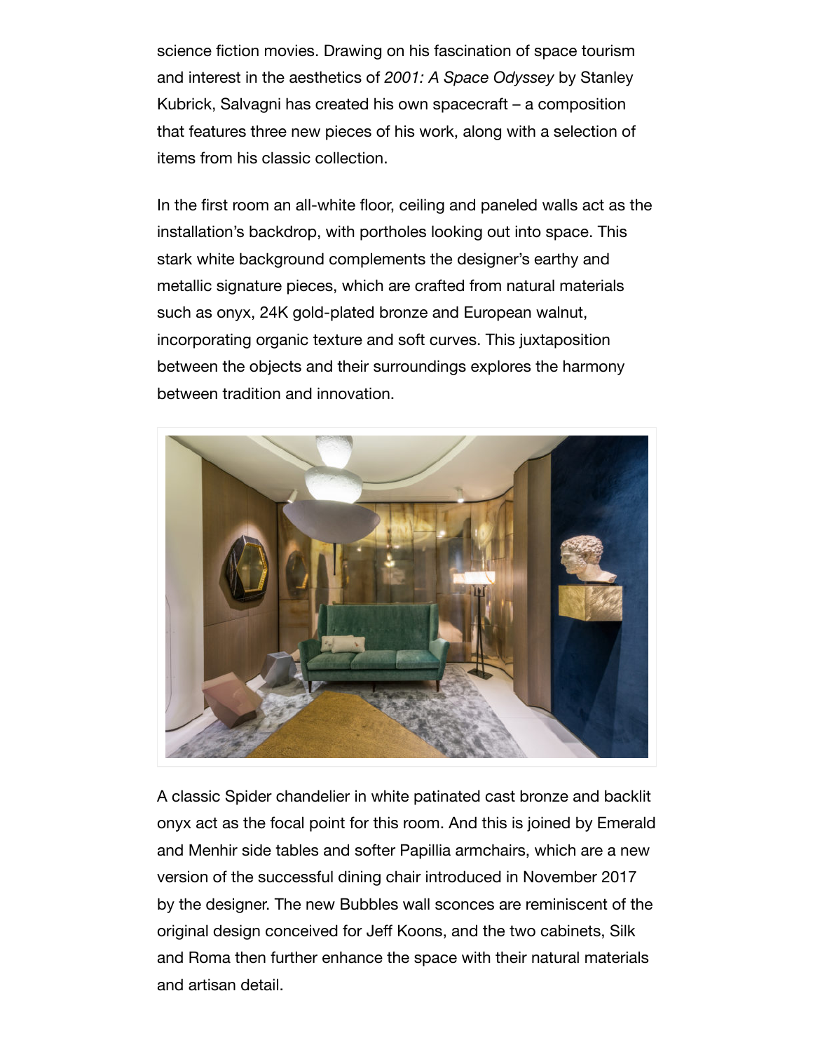science fiction movies. Drawing on his fascination of space tourism and interest in the aesthetics of *2001: A Space Odyssey* by Stanley Kubrick, Salvagni has created his own spacecraft – a composition that features three new pieces of his work, along with a selection of items from his classic collection.

In the first room an all-white floor, ceiling and paneled walls act as the installation's backdrop, with portholes looking out into space. This stark white background complements the designer's earthy and metallic signature pieces, which are crafted from natural materials such as onyx, 24K gold-plated bronze and European walnut, incorporating organic texture and soft curves. This juxtaposition between the objects and their surroundings explores the harmony between tradition and innovation.

A classic Spider chandelier in white patinated cast bronze and backlit onyx act as the focal point for this room. And this is joined by Emerald and Menhir side tables and softer Papillia armchairs, which are a new version of the successful dining chair introduced in November 2017 by the designer. The new Bubbles wall sconces are reminiscent of the original design conceived for Jeff Koons, and the two cabinets, Silk and Roma then further enhance the space with their natural materials and artisan detail.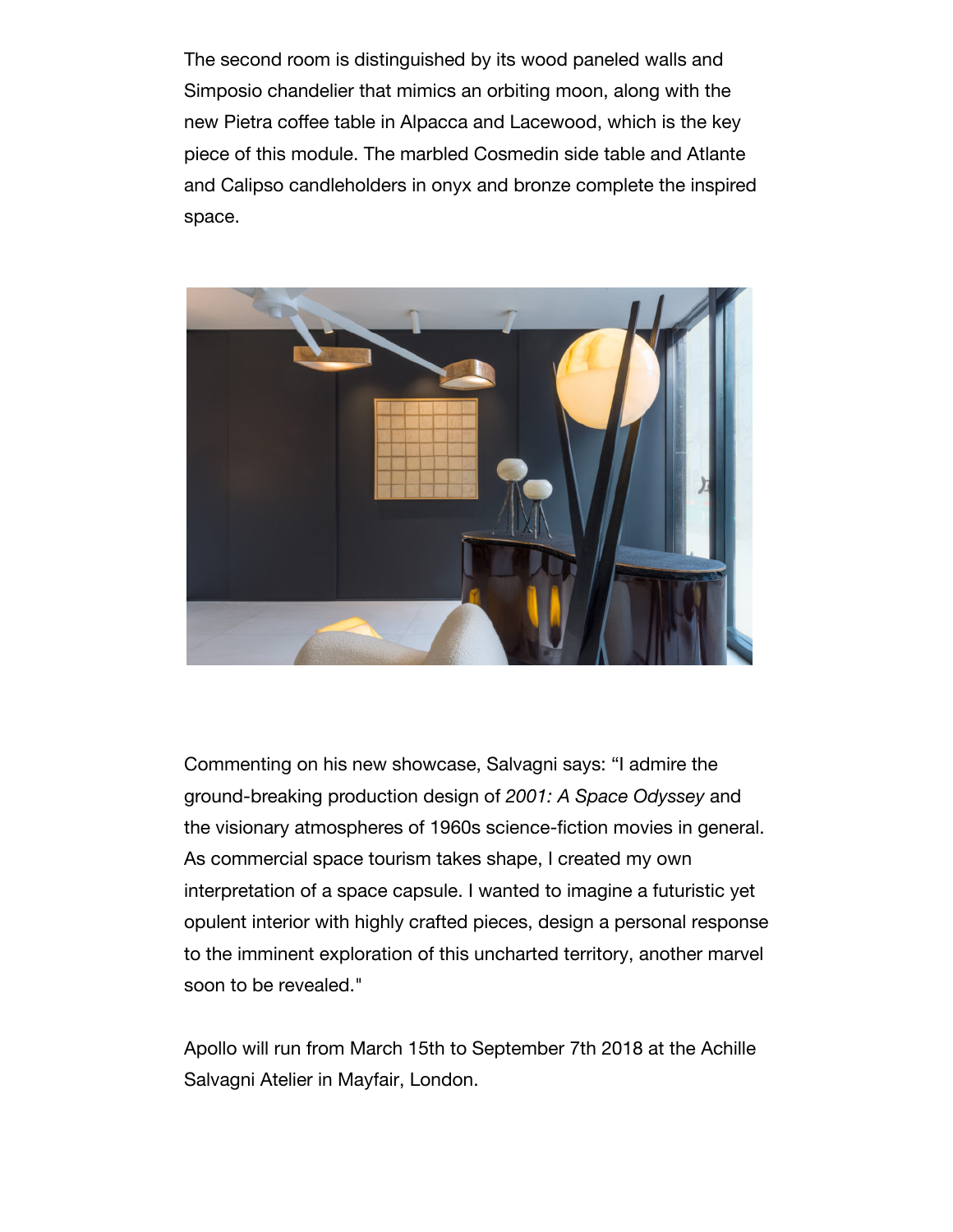The second room is distinguished by its wood paneled walls and Simposio chandelier that mimics an orbiting moon, along with the new Pietra coffee table in Alpacca and Lacewood, which is the key piece of this module. The marbled Cosmedin side table and Atlante and Calipso candleholders in onyx and bronze complete the inspired space.

Commenting on his new showcase, Salvagni says: “I admire the ground-breaking production design of *2001: A Space Odyssey* and the visionary atmospheres of 1960s science-fiction movies in general. As commercial space tourism takes shape, I created my own interpretation of a space capsule. I wanted to imagine a futuristic yet opulent interior with highly crafted pieces, design a personal response to the imminent exploration of this uncharted territory, another marvel soon to be revealed."

Apollo will run from March 15th to September 7th 2018 at the Achille Salvagni Atelier in Mayfair, London.